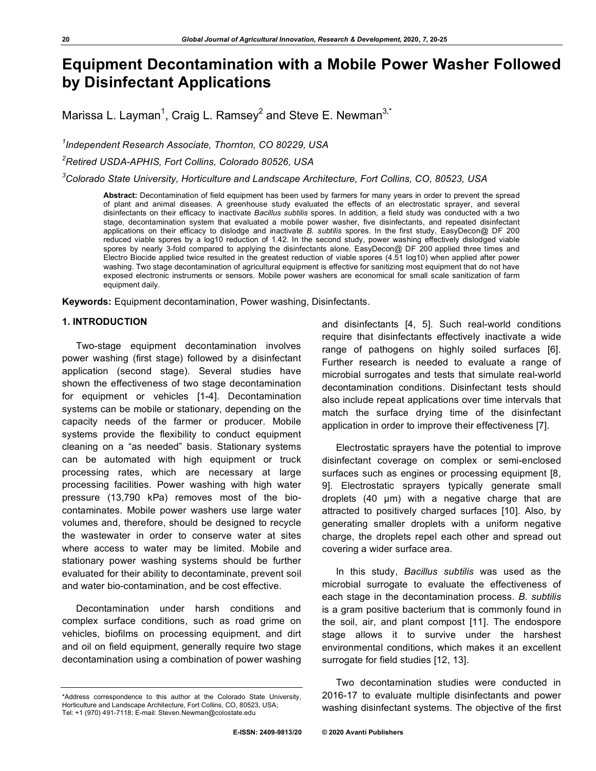# Equipment Decontamination with a Mobile Power Washer Followed by Disinfectant Applications

Marissa L. Layman[1], Craig L. Ramsey[2] and Steve E. Newman[3,*]

[1]*Independent Research Associate, Thornton, CO 80229, USA*

[2]*Retired USDA-APHIS, Fort Collins, Colorado 80526, USA*

[3]*Colorado State University, Horticulture and Landscape Architecture, Fort Collins, CO, 80523, USA*

**Abstract:** Decontamination of field equipment has been used by farmers for many years in order to prevent the spread of plant and animal diseases. A greenhouse study evaluated the effects of an electrostatic sprayer, and several disinfectants on their efficacy to inactivate *Bacillus subtilis* spores. In addition, a field study was conducted with a two stage, decontamination system that evaluated a mobile power washer, five disinfectants, and repeated disinfectant applications on their efficacy to dislodge and inactivate *B. subtilis* spores. In the first study, EasyDecon@ DF 200 reduced viable spores by a log10 reduction of 1.42. In the second study, power washing effectively dislodged viable spores by nearly 3-fold compared to applying the disinfectants alone. EasyDecon@ DF 200 applied three times and Electro Biocide applied twice resulted in the greatest reduction of viable spores (4.51 log10) when applied after power washing. Two stage decontamination of agricultural equipment is effective for sanitizing most equipment that do not have exposed electronic instruments or sensors. Mobile power washers are economical for small scale sanitization of farm equipment daily.

**Keywords:** Equipment decontamination, Power washing, Disinfectants.

## 1. INTRODUCTION

Two-stage equipment decontamination involves power washing (first stage) followed by a disinfectant application (second stage). Several studies have shown the effectiveness of two stage decontamination for equipment or vehicles [1-4]. Decontamination systems can be mobile or stationary, depending on the capacity needs of the farmer or producer. Mobile systems provide the flexibility to conduct equipment cleaning on a "as needed" basis. Stationary systems can be automated with high equipment or truck processing rates, which are necessary at large processing facilities. Power washing with high water pressure (13,790 kPa) removes most of the bio-contaminates. Mobile power washers use large water volumes and, therefore, should be designed to recycle the wastewater in order to conserve water at sites where access to water may be limited. Mobile and stationary power washing systems should be further evaluated for their ability to decontaminate, prevent soil and water bio-contamination, and be cost effective.

Decontamination under harsh conditions and complex surface conditions, such as road grime on vehicles, biofilms on processing equipment, and dirt and oil on field equipment, generally require two stage decontamination using a combination of power washing and disinfectants [4, 5]. Such real-world conditions require that disinfectants effectively inactivate a wide range of pathogens on highly soiled surfaces [6]. Further research is needed to evaluate a range of microbial surrogates and tests that simulate real-world decontamination conditions. Disinfectant tests should also include repeat applications over time intervals that match the surface drying time of the disinfectant application in order to improve their effectiveness [7].

Electrostatic sprayers have the potential to improve disinfectant coverage on complex or semi-enclosed surfaces such as engines or processing equipment [8, 9]. Electrostatic sprayers typically generate small droplets (40 μm) with a negative charge that are attracted to positively charged surfaces [10]. Also, by generating smaller droplets with a uniform negative charge, the droplets repel each other and spread out covering a wider surface area.

In this study, *Bacillus subtilis* was used as the microbial surrogate to evaluate the effectiveness of each stage in the decontamination process. *B. subtilis* is a gram positive bacterium that is commonly found in the soil, air, and plant compost [11]. The endospore stage allows it to survive under the harshest environmental conditions, which makes it an excellent surrogate for field studies [12, 13].

Two decontamination studies were conducted in 2016-17 to evaluate multiple disinfectants and power washing disinfectant systems. The objective of the first

*Address correspondence to this author at the Colorado State University, Horticulture and Landscape Architecture, Fort Collins, CO, 80523, USA; Tel: +1 (970) 491-7118; E-mail: Steven.Newman@colostate.edu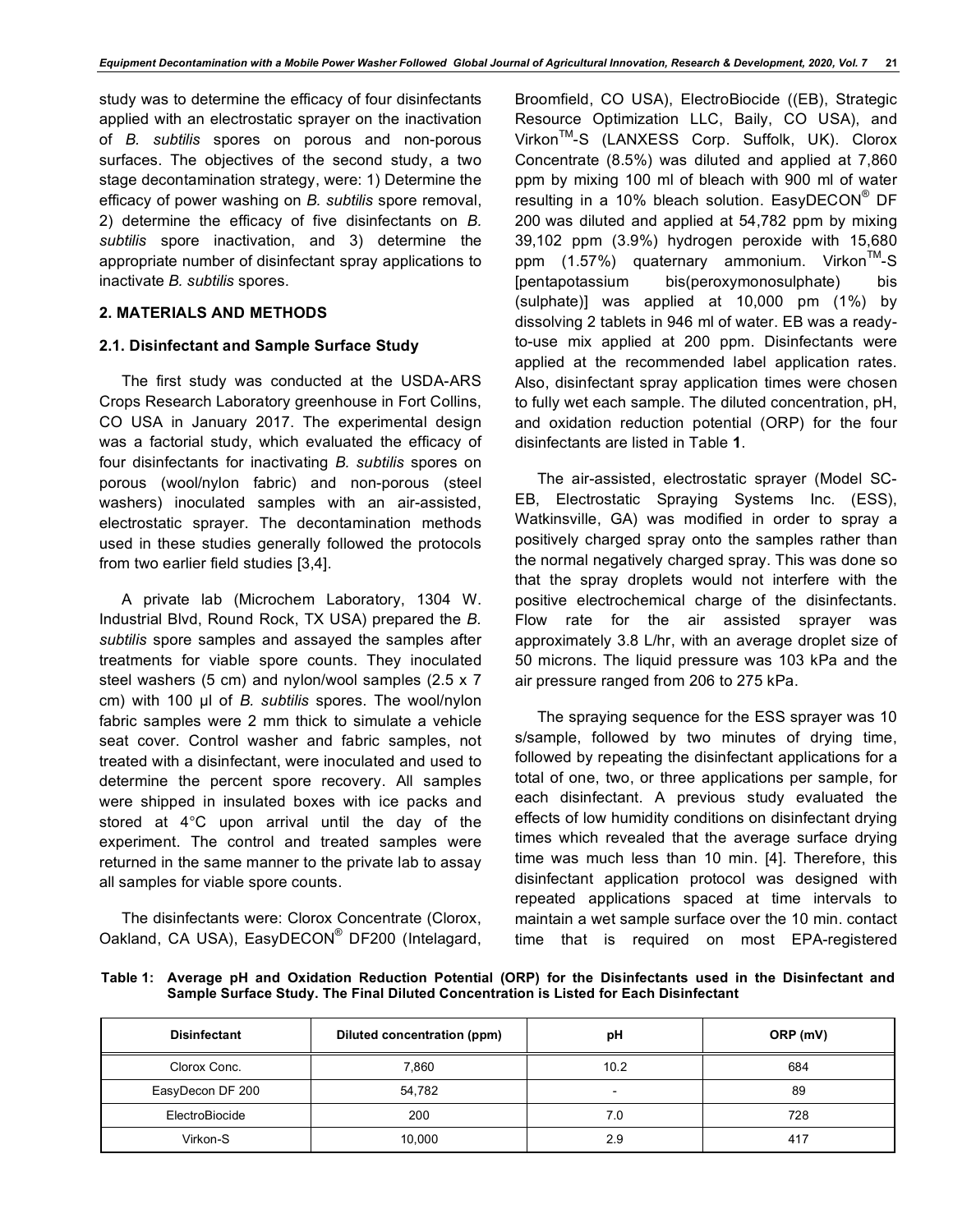study was to determine the efficacy of four disinfectants applied with an electrostatic sprayer on the inactivation of *B. subtilis* spores on porous and non-porous surfaces. The objectives of the second study, a two stage decontamination strategy, were: 1) Determine the efficacy of power washing on *B. subtilis* spore removal, 2) determine the efficacy of five disinfectants on *B. subtilis* spore inactivation, and 3) determine the appropriate number of disinfectant spray applications to inactivate *B. subtilis* spores.

## 2. MATERIALS AND METHODS

### 2.1. Disinfectant and Sample Surface Study

The first study was conducted at the USDA-ARS Crops Research Laboratory greenhouse in Fort Collins, CO USA in January 2017. The experimental design was a factorial study, which evaluated the efficacy of four disinfectants for inactivating *B. subtilis* spores on porous (wool/nylon fabric) and non-porous (steel washers) inoculated samples with an air-assisted, electrostatic sprayer. The decontamination methods used in these studies generally followed the protocols from two earlier field studies [3,4].

A private lab (Microchem Laboratory, 1304 W. Industrial Blvd, Round Rock, TX USA) prepared the *B. subtilis* spore samples and assayed the samples after treatments for viable spore counts. They inoculated steel washers (5 cm) and nylon/wool samples (2.5 x 7 cm) with 100 µl of *B. subtilis* spores. The wool/nylon fabric samples were 2 mm thick to simulate a vehicle seat cover. Control washer and fabric samples, not treated with a disinfectant, were inoculated and used to determine the percent spore recovery. All samples were shipped in insulated boxes with ice packs and stored at 4°C upon arrival until the day of the experiment. The control and treated samples were returned in the same manner to the private lab to assay all samples for viable spore counts.

The disinfectants were: Clorox Concentrate (Clorox, Oakland, CA USA), EasyDECON® DF200 (Intelagard, Broomfield, CO USA), ElectroBiocide ((EB), Strategic Resource Optimization LLC, Baily, CO USA), and Virkon™-S (LANXESS Corp. Suffolk, UK). Clorox Concentrate (8.5%) was diluted and applied at 7,860 ppm by mixing 100 ml of bleach with 900 ml of water resulting in a 10% bleach solution. EasyDECON® DF 200 was diluted and applied at 54,782 ppm by mixing 39,102 ppm (3.9%) hydrogen peroxide with 15,680 ppm (1.57%) quaternary ammonium. Virkon™-S [pentapotassium bis(peroxymonosulphate) bis (sulphate)] was applied at 10,000 pm (1%) by dissolving 2 tablets in 946 ml of water. EB was a ready-to-use mix applied at 200 ppm. Disinfectants were applied at the recommended label application rates. Also, disinfectant spray application times were chosen to fully wet each sample. The diluted concentration, pH, and oxidation reduction potential (ORP) for the four disinfectants are listed in Table **1**.

The air-assisted, electrostatic sprayer (Model SC-EB, Electrostatic Spraying Systems Inc. (ESS), Watkinsville, GA) was modified in order to spray a positively charged spray onto the samples rather than the normal negatively charged spray. This was done so that the spray droplets would not interfere with the positive electrochemical charge of the disinfectants. Flow rate for the air assisted sprayer was approximately 3.8 L/hr, with an average droplet size of 50 microns. The liquid pressure was 103 kPa and the air pressure ranged from 206 to 275 kPa.

The spraying sequence for the ESS sprayer was 10 s/sample, followed by two minutes of drying time, followed by repeating the disinfectant applications for a total of one, two, or three applications per sample, for each disinfectant. A previous study evaluated the effects of low humidity conditions on disinfectant drying times which revealed that the average surface drying time was much less than 10 min. [4]. Therefore, this disinfectant application protocol was designed with repeated applications spaced at time intervals to maintain a wet sample surface over the 10 min. contact time that is required on most EPA-registered

**Table 1: Average pH and Oxidation Reduction Potential (ORP) for the Disinfectants used in the Disinfectant and Sample Surface Study. The Final Diluted Concentration is Listed for Each Disinfectant**

| Disinfectant | Diluted concentration (ppm) | pH | ORP (mV) |
|---|---|---|---|
| Clorox Conc. | 7,860 | 10.2 | 684 |
| EasyDecon DF 200 | 54,782 | - | 89 |
| ElectroBiocide | 200 | 7.0 | 728 |
| Virkon-S | 10,000 | 2.9 | 417 |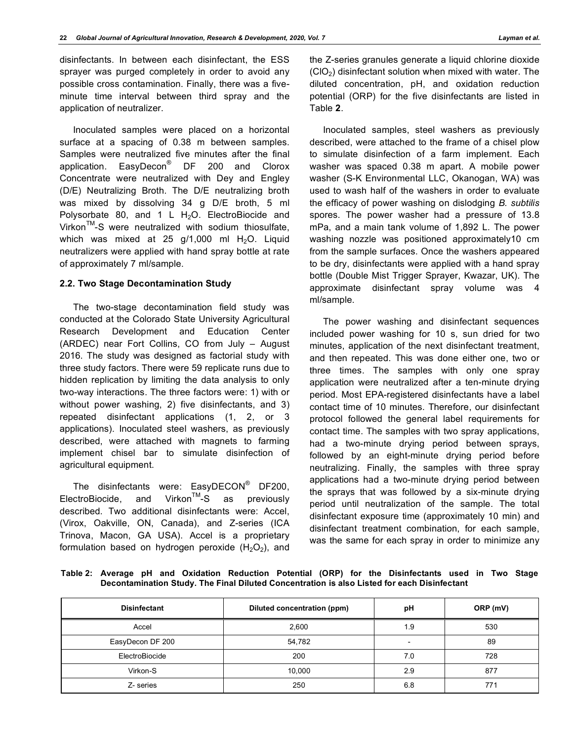disinfectants. In between each disinfectant, the ESS sprayer was purged completely in order to avoid any possible cross contamination. Finally, there was a five-minute time interval between third spray and the application of neutralizer.

Inoculated samples were placed on a horizontal surface at a spacing of 0.38 m between samples. Samples were neutralized five minutes after the final application. EasyDecon® DF 200 and Clorox Concentrate were neutralized with Dey and Engley (D/E) Neutralizing Broth. The D/E neutralizing broth was mixed by dissolving 34 g D/E broth, 5 ml Polysorbate 80, and 1 L $H_2O$. ElectroBiocide and Virkon™-S were neutralized with sodium thiosulfate, which was mixed at 25 g/1,000 ml $H_2O$. Liquid neutralizers were applied with hand spray bottle at rate of approximately 7 ml/sample.

### 2.2. Two Stage Decontamination Study

The two-stage decontamination field study was conducted at the Colorado State University Agricultural Research Development and Education Center (ARDEC) near Fort Collins, CO from July – August 2016. The study was designed as factorial study with three study factors. There were 59 replicate runs due to hidden replication by limiting the data analysis to only two-way interactions. The three factors were: 1) with or without power washing, 2) five disinfectants, and 3) repeated disinfectant applications (1, 2, or 3 applications). Inoculated steel washers, as previously described, were attached with magnets to farming implement chisel bar to simulate disinfection of agricultural equipment.

The disinfectants were: EasyDECON® DF200, ElectroBiocide, and Virkon™-S as previously described. Two additional disinfectants were: Accel, (Virox, Oakville, ON, Canada), and Z-series (ICA Trinova, Macon, GA USA). Accel is a proprietary formulation based on hydrogen peroxide ($H_2O_2$), and the Z-series granules generate a liquid chlorine dioxide ($ClO_2$) disinfectant solution when mixed with water. The diluted concentration, pH, and oxidation reduction potential (ORP) for the five disinfectants are listed in Table **2**.

Inoculated samples, steel washers as previously described, were attached to the frame of a chisel plow to simulate disinfection of a farm implement. Each washer was spaced 0.38 m apart. A mobile power washer (S-K Environmental LLC, Okanogan, WA) was used to wash half of the washers in order to evaluate the efficacy of power washing on dislodging *B. subtilis* spores. The power washer had a pressure of 13.8 mPa, and a main tank volume of 1,892 L. The power washing nozzle was positioned approximately10 cm from the sample surfaces. Once the washers appeared to be dry, disinfectants were applied with a hand spray bottle (Double Mist Trigger Sprayer, Kwazar, UK). The approximate disinfectant spray volume was 4 ml/sample.

The power washing and disinfectant sequences included power washing for 10 s, sun dried for two minutes, application of the next disinfectant treatment, and then repeated. This was done either one, two or three times. The samples with only one spray application were neutralized after a ten-minute drying period. Most EPA-registered disinfectants have a label contact time of 10 minutes. Therefore, our disinfectant protocol followed the general label requirements for contact time. The samples with two spray applications, had a two-minute drying period between sprays, followed by an eight-minute drying period before neutralizing. Finally, the samples with three spray applications had a two-minute drying period between the sprays that was followed by a six-minute drying period until neutralization of the sample. The total disinfectant exposure time (approximately 10 min) and disinfectant treatment combination, for each sample, was the same for each spray in order to minimize any

**Table 2: Average pH and Oxidation Reduction Potential (ORP) for the Disinfectants used in Two Stage Decontamination Study. The Final Diluted Concentration is also Listed for each Disinfectant**

| Disinfectant | Diluted concentration (ppm) | pH | ORP (mV) |
|---|---|---|---|
| Accel | 2,600 | 1.9 | 530 |
| EasyDecon DF 200 | 54,782 | - | 89 |
| ElectroBiocide | 200 | 7.0 | 728 |
| Virkon-S | 10,000 | 2.9 | 877 |
| Z- series | 250 | 6.8 | 771 |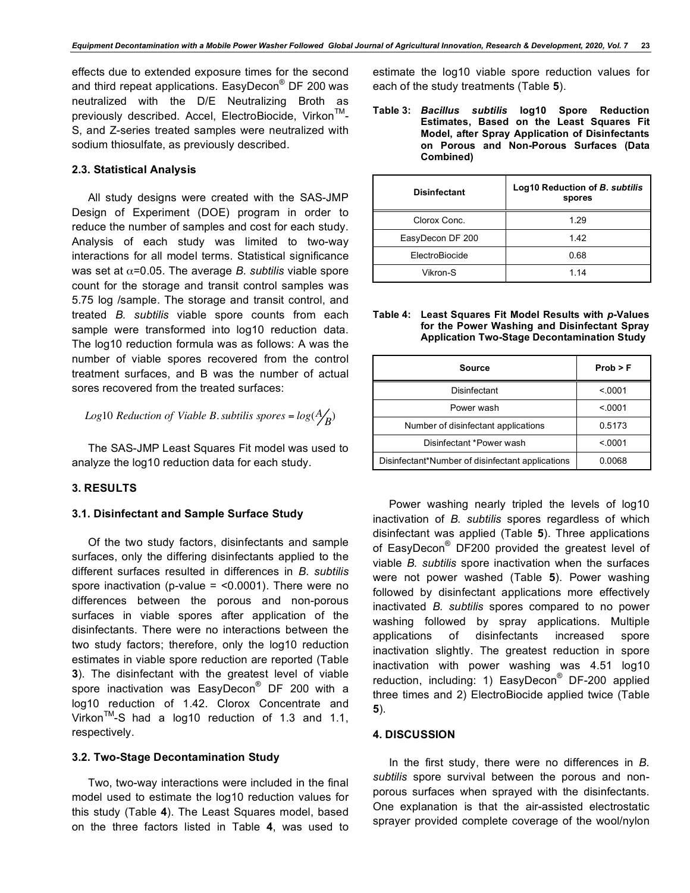effects due to extended exposure times for the second and third repeat applications. EasyDecon® DF 200 was neutralized with the D/E Neutralizing Broth as previously described. Accel, ElectroBiocide, Virkon™-S, and Z-series treated samples were neutralized with sodium thiosulfate, as previously described.

### 2.3. Statistical Analysis

All study designs were created with the SAS-JMP Design of Experiment (DOE) program in order to reduce the number of samples and cost for each study. Analysis of each study was limited to two-way interactions for all model terms. Statistical significance was set at $\alpha$=0.05. The average *B. subtilis* viable spore count for the storage and transit control samples was 5.75 log /sample. The storage and transit control, and treated *B. subtilis* viable spore counts from each sample were transformed into log10 reduction data. The log10 reduction formula was as follows: A was the number of viable spores recovered from the control treatment surfaces, and B was the number of actual sores recovered from the treated surfaces:

$$Log10\ Reduction\ of\ Viable\ B. subtilis\ spores = log(A/B)$$

The SAS-JMP Least Squares Fit model was used to analyze the log10 reduction data for each study.

## 3. RESULTS

### 3.1. Disinfectant and Sample Surface Study

Of the two study factors, disinfectants and sample surfaces, only the differing disinfectants applied to the different surfaces resulted in differences in *B. subtilis* spore inactivation (p-value = <0.0001). There were no differences between the porous and non-porous surfaces in viable spores after application of the disinfectants. There were no interactions between the two study factors; therefore, only the log10 reduction estimates in viable spore reduction are reported (Table **3**). The disinfectant with the greatest level of viable spore inactivation was EasyDecon® DF 200 with a log10 reduction of 1.42. Clorox Concentrate and Virkon™-S had a log10 reduction of 1.3 and 1.1, respectively.

### 3.2. Two-Stage Decontamination Study

Two, two-way interactions were included in the final model used to estimate the log10 reduction values for this study (Table **4**). The Least Squares model, based on the three factors listed in Table **4**, was used to estimate the log10 viable spore reduction values for each of the study treatments (Table **5**).

**Table 3: *Bacillus subtilis* log10 Spore Reduction Estimates, Based on the Least Squares Fit Model, after Spray Application of Disinfectants on Porous and Non-Porous Surfaces (Data Combined)**

| Disinfectant | Log10 Reduction of *B. subtilis* spores |
|---|---|
| Clorox Conc. | 1.29 |
| EasyDecon DF 200 | 1.42 |
| ElectroBiocide | 0.68 |
| Vikron-S | 1.14 |

**Table 4: Least Squares Fit Model Results with *p*-Values for the Power Washing and Disinfectant Spray Application Two-Stage Decontamination Study**

| Source | Prob > F |
|---|---|
| Disinfectant | <.0001 |
| Power wash | <.0001 |
| Number of disinfectant applications | 0.5173 |
| Disinfectant *Power wash | <.0001 |
| Disinfectant*Number of disinfectant applications | 0.0068 |

Power washing nearly tripled the levels of log10 inactivation of *B. subtilis* spores regardless of which disinfectant was applied (Table **5**). Three applications of EasyDecon® DF200 provided the greatest level of viable *B. subtilis* spore inactivation when the surfaces were not power washed (Table **5**). Power washing followed by disinfectant applications more effectively inactivated *B. subtilis* spores compared to no power washing followed by spray applications. Multiple applications of disinfectants increased spore inactivation slightly. The greatest reduction in spore inactivation with power washing was 4.51 log10 reduction, including: 1) EasyDecon® DF-200 applied three times and 2) ElectroBiocide applied twice (Table **5**).

## 4. DISCUSSION

In the first study, there were no differences in *B. subtilis* spore survival between the porous and non-porous surfaces when sprayed with the disinfectants. One explanation is that the air-assisted electrostatic sprayer provided complete coverage of the wool/nylon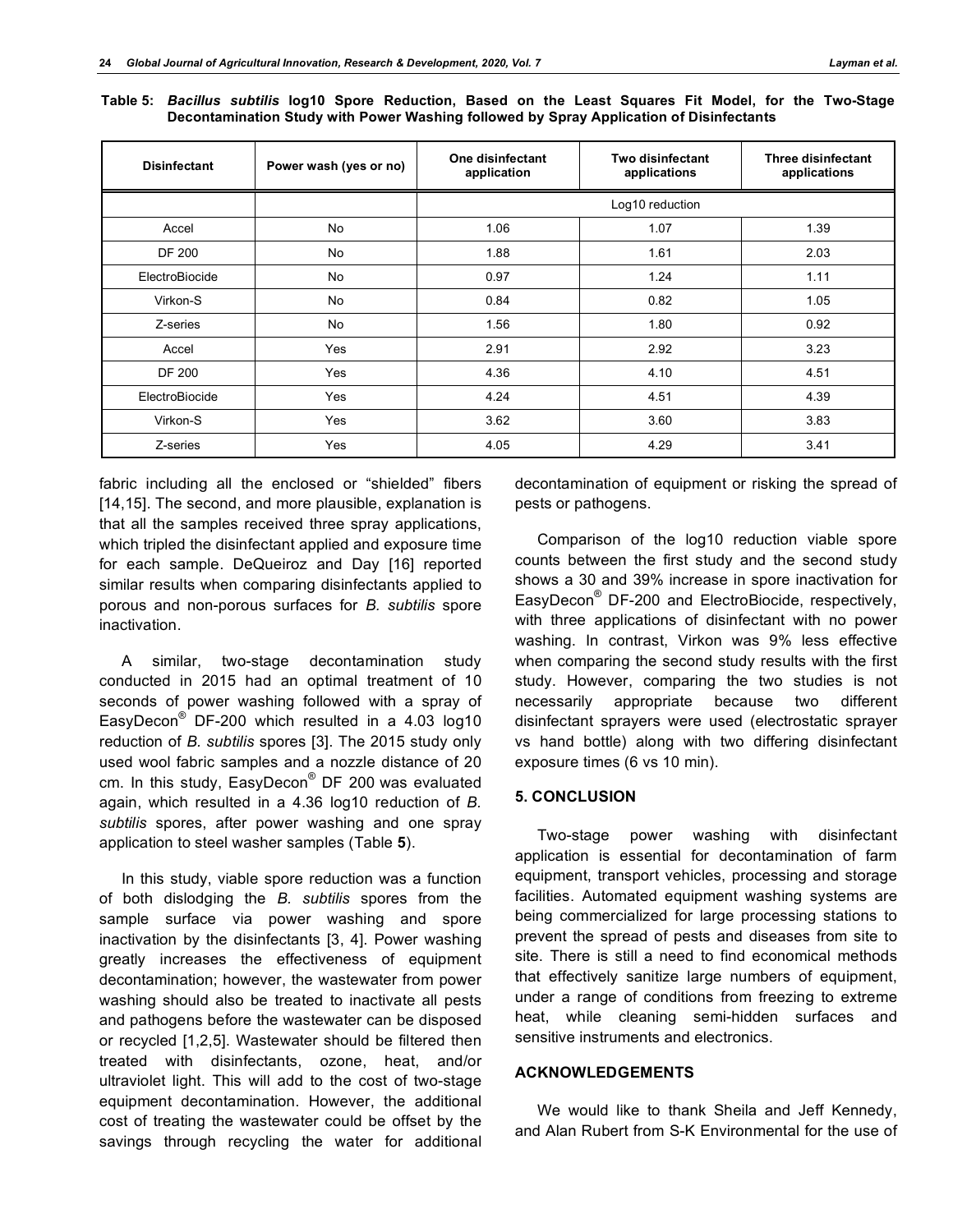**Table 5: *Bacillus subtilis* log10 Spore Reduction, Based on the Least Squares Fit Model, for the Two-Stage Decontamination Study with Power Washing followed by Spray Application of Disinfectants**

| Disinfectant | Power wash (yes or no) | One disinfectant application | Two disinfectant applications | Three disinfectant applications |
|---|---|---|---|---|
| | | Log10 reduction | | |
| Accel | No | 1.06 | 1.07 | 1.39 |
| DF 200 | No | 1.88 | 1.61 | 2.03 |
| ElectroBiocide | No | 0.97 | 1.24 | 1.11 |
| Virkon-S | No | 0.84 | 0.82 | 1.05 |
| Z-series | No | 1.56 | 1.80 | 0.92 |
| Accel | Yes | 2.91 | 2.92 | 3.23 |
| DF 200 | Yes | 4.36 | 4.10 | 4.51 |
| ElectroBiocide | Yes | 4.24 | 4.51 | 4.39 |
| Virkon-S | Yes | 3.62 | 3.60 | 3.83 |
| Z-series | Yes | 4.05 | 4.29 | 3.41 |

fabric including all the enclosed or "shielded" fibers [14,15]. The second, and more plausible, explanation is that all the samples received three spray applications, which tripled the disinfectant applied and exposure time for each sample. DeQueiroz and Day [16] reported similar results when comparing disinfectants applied to porous and non-porous surfaces for *B. subtilis* spore inactivation.

A similar, two-stage decontamination study conducted in 2015 had an optimal treatment of 10 seconds of power washing followed with a spray of EasyDecon® DF-200 which resulted in a 4.03 log10 reduction of *B. subtilis* spores [3]. The 2015 study only used wool fabric samples and a nozzle distance of 20 cm. In this study, EasyDecon® DF 200 was evaluated again, which resulted in a 4.36 log10 reduction of *B. subtilis* spores, after power washing and one spray application to steel washer samples (Table **5**).

In this study, viable spore reduction was a function of both dislodging the *B. subtilis* spores from the sample surface via power washing and spore inactivation by the disinfectants [3, 4]. Power washing greatly increases the effectiveness of equipment decontamination; however, the wastewater from power washing should also be treated to inactivate all pests and pathogens before the wastewater can be disposed or recycled [1,2,5]. Wastewater should be filtered then treated with disinfectants, ozone, heat, and/or ultraviolet light. This will add to the cost of two-stage equipment decontamination. However, the additional cost of treating the wastewater could be offset by the savings through recycling the water for additional decontamination of equipment or risking the spread of pests or pathogens.

Comparison of the log10 reduction viable spore counts between the first study and the second study shows a 30 and 39% increase in spore inactivation for EasyDecon® DF-200 and ElectroBiocide, respectively, with three applications of disinfectant with no power washing. In contrast, Virkon was 9% less effective when comparing the second study results with the first study. However, comparing the two studies is not necessarily appropriate because two different disinfectant sprayers were used (electrostatic sprayer vs hand bottle) along with two differing disinfectant exposure times (6 vs 10 min).

## 5. CONCLUSION

Two-stage power washing with disinfectant application is essential for decontamination of farm equipment, transport vehicles, processing and storage facilities. Automated equipment washing systems are being commercialized for large processing stations to prevent the spread of pests and diseases from site to site. There is still a need to find economical methods that effectively sanitize large numbers of equipment, under a range of conditions from freezing to extreme heat, while cleaning semi-hidden surfaces and sensitive instruments and electronics.

## ACKNOWLEDGEMENTS

We would like to thank Sheila and Jeff Kennedy, and Alan Rubert from S-K Environmental for the use of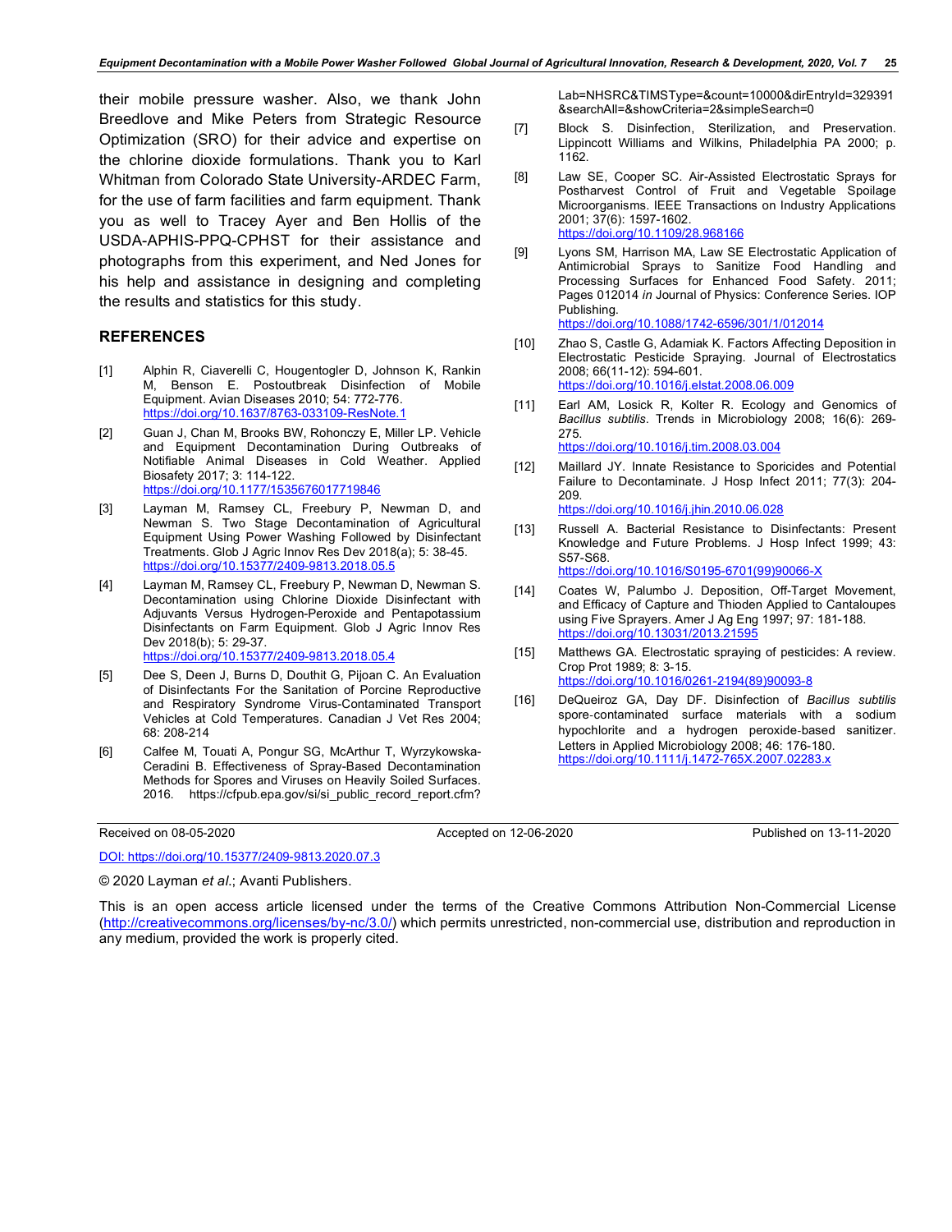their mobile pressure washer. Also, we thank John Breedlove and Mike Peters from Strategic Resource Optimization (SRO) for their advice and expertise on the chlorine dioxide formulations. Thank you to Karl Whitman from Colorado State University-ARDEC Farm, for the use of farm facilities and farm equipment. Thank you as well to Tracey Ayer and Ben Hollis of the USDA-APHIS-PPQ-CPHST for their assistance and photographs from this experiment, and Ned Jones for his help and assistance in designing and completing the results and statistics for this study.

## REFERENCES

[1] Alphin R, Ciaverelli C, Hougentogler D, Johnson K, Rankin M, Benson E. Postoutbreak Disinfection of Mobile Equipment. Avian Diseases 2010; 54: 772-776. https://doi.org/10.1637/8763-033109-ResNote.1

[2] Guan J, Chan M, Brooks BW, Rohonczy E, Miller LP. Vehicle and Equipment Decontamination During Outbreaks of Notifiable Animal Diseases in Cold Weather. Applied Biosafety 2017; 3: 114-122. https://doi.org/10.1177/1535676017719846

[3] Layman M, Ramsey CL, Freebury P, Newman D, and Newman S. Two Stage Decontamination of Agricultural Equipment Using Power Washing Followed by Disinfectant Treatments. Glob J Agric Innov Res Dev 2018(a); 5: 38-45. https://doi.org/10.15377/2409-9813.2018.05.5

[4] Layman M, Ramsey CL, Freebury P, Newman D, Newman S. Decontamination using Chlorine Dioxide Disinfectant with Adjuvants Versus Hydrogen-Peroxide and Pentapotassium Disinfectants on Farm Equipment. Glob J Agric Innov Res Dev 2018(b); 5: 29-37. https://doi.org/10.15377/2409-9813.2018.05.4

[5] Dee S, Deen J, Burns D, Douthit G, Pijoan C. An Evaluation of Disinfectants For the Sanitation of Porcine Reproductive and Respiratory Syndrome Virus-Contaminated Transport Vehicles at Cold Temperatures. Canadian J Vet Res 2004; 68: 208-214

[6] Calfee M, Touati A, Pongur SG, McArthur T, Wyrzykowska-Ceradini B. Effectiveness of Spray-Based Decontamination Methods for Spores and Viruses on Heavily Soiled Surfaces. 2016. https://cfpub.epa.gov/si/si_public_record_report.cfm?Lab=NHSRC&TIMSType=&count=10000&dirEntryId=329391&searchAll=&showCriteria=2&simpleSearch=0

[7] Block S. Disinfection, Sterilization, and Preservation. Lippincott Williams and Wilkins, Philadelphia PA 2000; p. 1162.

[8] Law SE, Cooper SC. Air-Assisted Electrostatic Sprays for Postharvest Control of Fruit and Vegetable Spoilage Microorganisms. IEEE Transactions on Industry Applications 2001; 37(6): 1597-1602. https://doi.org/10.1109/28.968166

[9] Lyons SM, Harrison MA, Law SE Electrostatic Application of Antimicrobial Sprays to Sanitize Food Handling and Processing Surfaces for Enhanced Food Safety. 2011; Pages 012014 *in* Journal of Physics: Conference Series. IOP Publishing. https://doi.org/10.1088/1742-6596/301/1/012014

[10] Zhao S, Castle G, Adamiak K. Factors Affecting Deposition in Electrostatic Pesticide Spraying. Journal of Electrostatics 2008; 66(11-12): 594-601. https://doi.org/10.1016/j.elstat.2008.06.009

[11] Earl AM, Losick R, Kolter R. Ecology and Genomics of *Bacillus subtilis*. Trends in Microbiology 2008; 16(6): 269-275. https://doi.org/10.1016/j.tim.2008.03.004

[12] Maillard JY. Innate Resistance to Sporicides and Potential Failure to Decontaminate. J Hosp Infect 2011; 77(3): 204-209. https://doi.org/10.1016/j.jhin.2010.06.028

[13] Russell A. Bacterial Resistance to Disinfectants: Present Knowledge and Future Problems. J Hosp Infect 1999; 43: S57-S68. https://doi.org/10.1016/S0195-6701(99)90066-X

[14] Coates W, Palumbo J. Deposition, Off-Target Movement, and Efficacy of Capture and Thioden Applied to Cantaloupes using Five Sprayers. Amer J Ag Eng 1997; 97: 181-188. https://doi.org/10.13031/2013.21595

[15] Matthews GA. Electrostatic spraying of pesticides: A review. Crop Prot 1989; 8: 3-15. https://doi.org/10.1016/0261-2194(89)90093-8

[16] DeQueiroz GA, Day DF. Disinfection of *Bacillus subtilis* spore-contaminated surface materials with a sodium hypochlorite and a hydrogen peroxide-based sanitizer. Letters in Applied Microbiology 2008; 46: 176-180. https://doi.org/10.1111/j.1472-765X.2007.02283.x

Received on 08-05-2020 Accepted on 12-06-2020 Published on 13-11-2020

DOI: https://doi.org/10.15377/2409-9813.2020.07.3

© 2020 Layman *et al*.; Avanti Publishers.

This is an open access article licensed under the terms of the Creative Commons Attribution Non-Commercial License (http://creativecommons.org/licenses/by-nc/3.0/) which permits unrestricted, non-commercial use, distribution and reproduction in any medium, provided the work is properly cited.